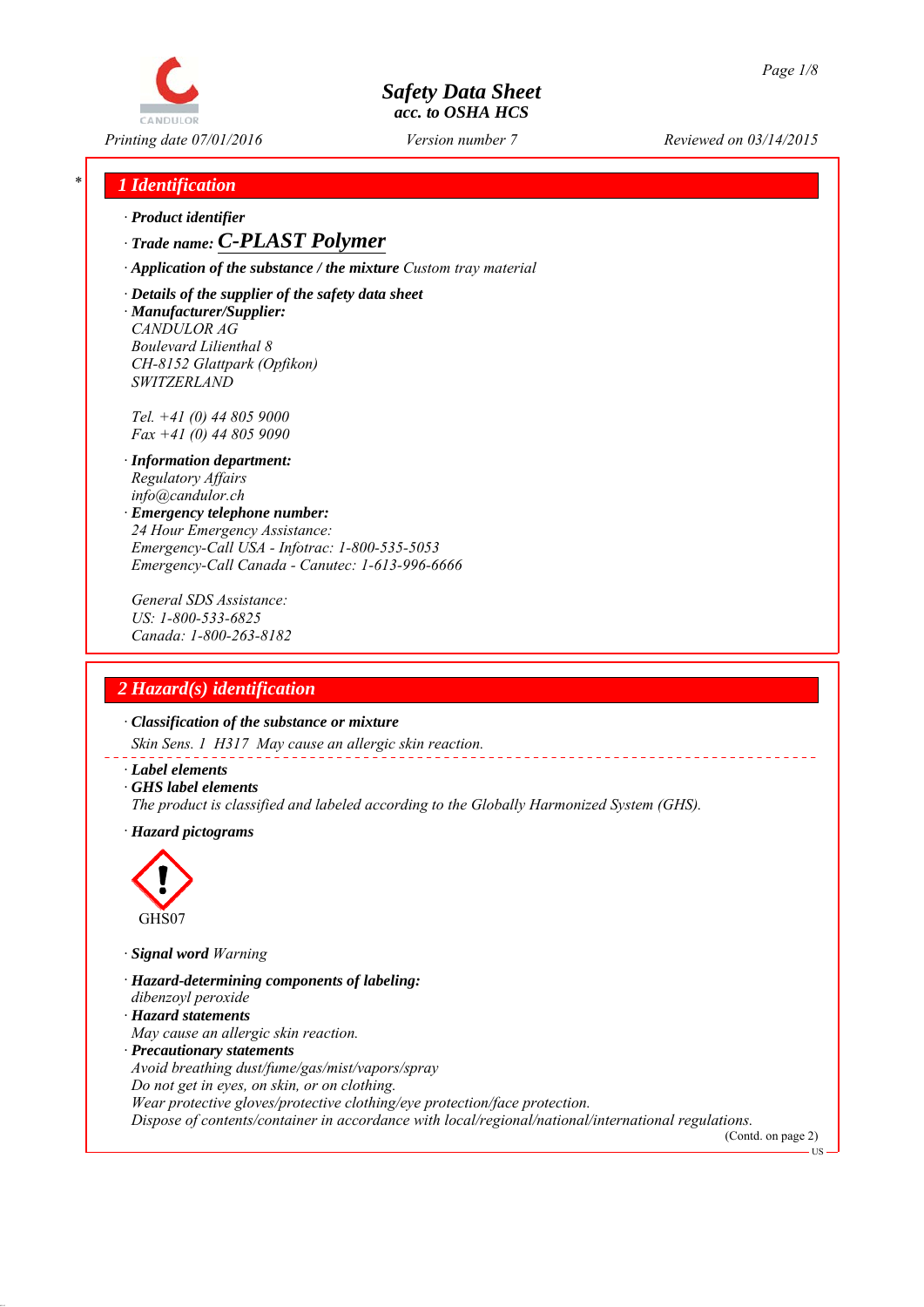# Safety Data Sheet
## acc. to OSHA HCS

Printing date 07/01/2016 | Version number 7 | Reviewed on 03/14/2015

## 1 Identification

· **Product identifier**

· **Trade name: C-PLAST Polymer**

· **Application of the substance / the mixture** *Custom tray material*

· **Details of the supplier of the safety data sheet**

· **Manufacturer/Supplier:**
CANDULOR AG
Boulevard Lilienthal 8
CH-8152 Glattpark (Opfikon)
SWITZERLAND

Tel. +41 (0) 44 805 9000
Fax +41 (0) 44 805 9090

· **Information department:**
Regulatory Affairs
info@candulor.ch

· **Emergency telephone number:**
24 Hour Emergency Assistance:
Emergency-Call USA - Infotrac: 1-800-535-5053
Emergency-Call Canada - Canutec: 1-613-996-6666

General SDS Assistance:
US: 1-800-533-6825
Canada: 1-800-263-8182

## 2 Hazard(s) identification

· **Classification of the substance or mixture**

Skin Sens. 1 H317 May cause an allergic skin reaction.

· **Label elements**

· **GHS label elements**
The product is classified and labeled according to the Globally Harmonized System (GHS).

· **Hazard pictograms**

GHS07

· **Signal word** Warning

· **Hazard-determining components of labeling:**
dibenzoyl peroxide

· **Hazard statements**
May cause an allergic skin reaction.

· **Precautionary statements**
Avoid breathing dust/fume/gas/mist/vapors/spray
Do not get in eyes, on skin, or on clothing.
Wear protective gloves/protective clothing/eye protection/face protection.
Dispose of contents/container in accordance with local/regional/national/international regulations.

(Contd. on page 2)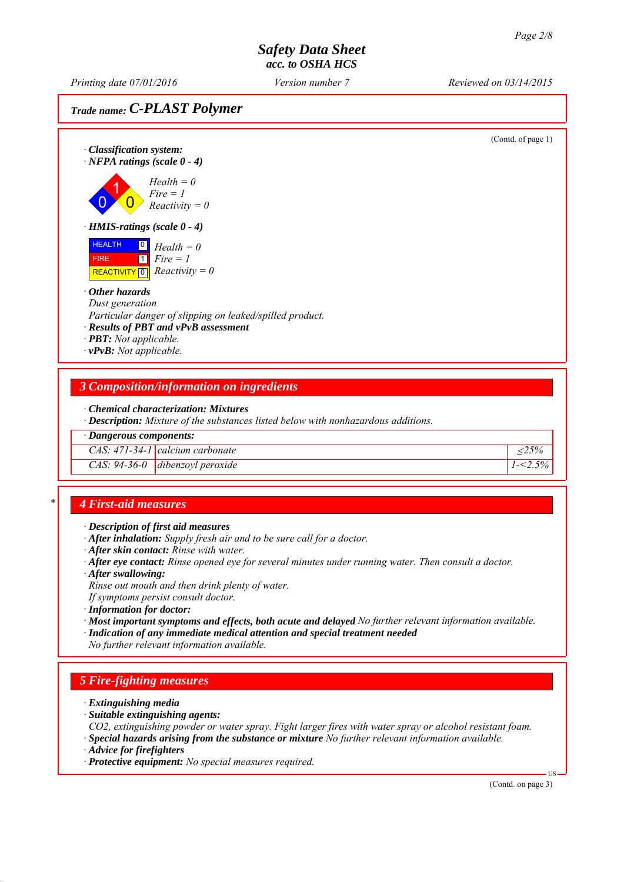**Trade name: C-PLAST Polymer**

(Contd. of page 1)

· **Classification system:**

· **NFPA ratings (scale 0 - 4)**

*Health = 0*
*Fire = 1*
*Reactivity = 0*

· **HMIS-ratings (scale 0 - 4)**

| | | |
|---|---|---|
| HEALTH | 0 | *Health = 0* |
| FIRE | 1 | *Fire = 1* |
| REACTIVITY | 0 | *Reactivity = 0* |

· **Other hazards**
*Dust generation*
*Particular danger of slipping on leaked/spilled product.*
· **Results of PBT and vPvB assessment**
· **PBT:** *Not applicable.*
· **vPvB:** *Not applicable.*

## 3 Composition/information on ingredients

· **Chemical characterization: Mixtures**
· **Description:** *Mixture of the substances listed below with nonhazardous additions.*

| · **Dangerous components:** | | |
|---|---|---|
| *CAS: 471-34-1* | *calcium carbonate* | *≤25%* |
| *CAS: 94-36-0* | *dibenzoyl peroxide* | *1-<2.5%* |

## 4 First-aid measures

· **Description of first aid measures**
· **After inhalation:** *Supply fresh air and to be sure call for a doctor.*
· **After skin contact:** *Rinse with water.*
· **After eye contact:** *Rinse opened eye for several minutes under running water. Then consult a doctor.*
· **After swallowing:**
*Rinse out mouth and then drink plenty of water.*
*If symptoms persist consult doctor.*
· **Information for doctor:**
· **Most important symptoms and effects, both acute and delayed** *No further relevant information available.*
· **Indication of any immediate medical attention and special treatment needed**
*No further relevant information available.*

## 5 Fire-fighting measures

· **Extinguishing media**
· **Suitable extinguishing agents:**
*CO2, extinguishing powder or water spray. Fight larger fires with water spray or alcohol resistant foam.*
· **Special hazards arising from the substance or mixture** *No further relevant information available.*
· **Advice for firefighters**
· **Protective equipment:** *No special measures required.*

(Contd. on page 3)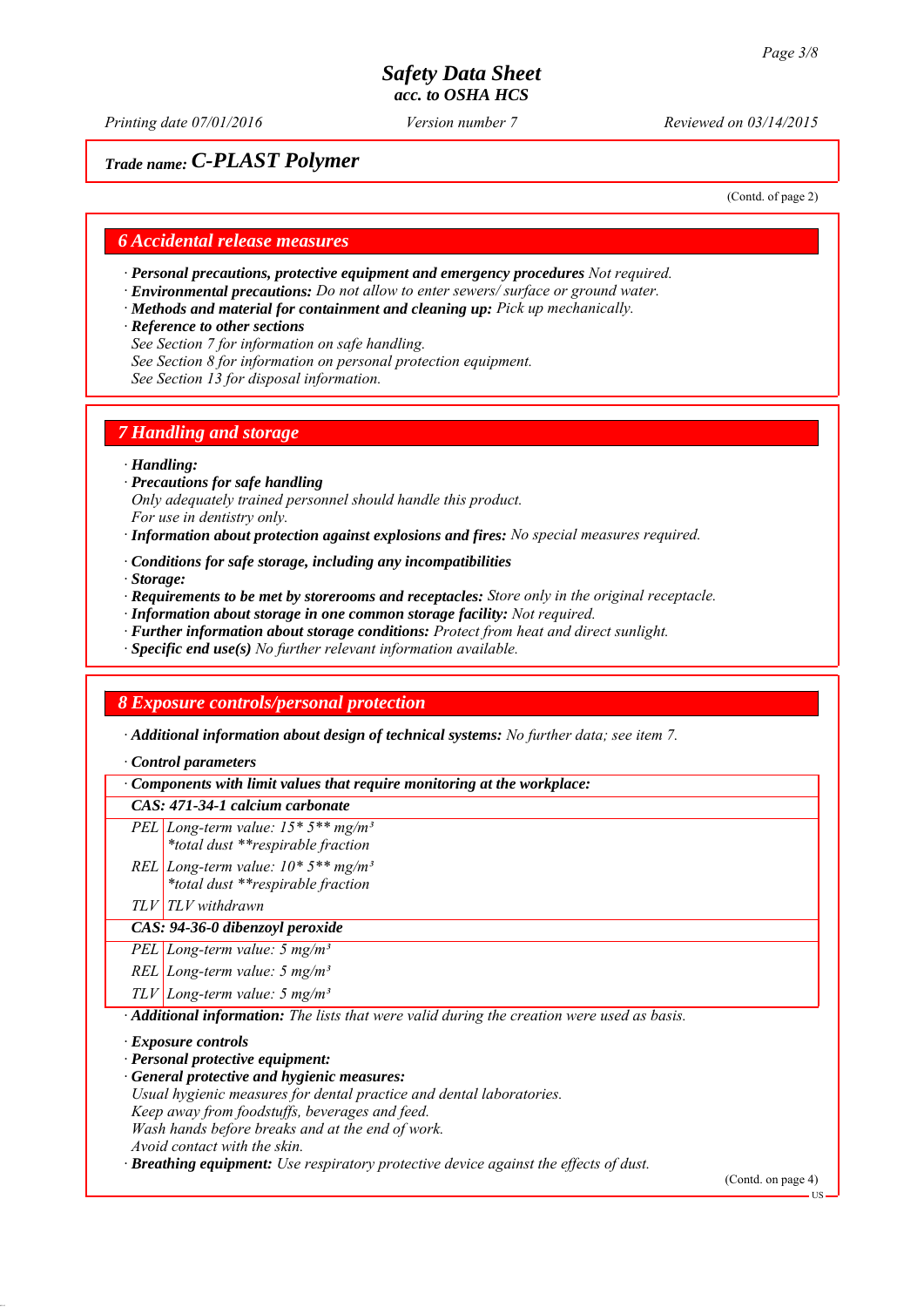Safety Data Sheet
acc. to OSHA HCS

Printing date 07/01/2016 | Version number 7 | Reviewed on 03/14/2015

**Trade name: C-PLAST Polymer**

(Contd. of page 2)

## 6 Accidental release measures

· **Personal precautions, protective equipment and emergency procedures** *Not required.*
· **Environmental precautions:** *Do not allow to enter sewers/ surface or ground water.*
· **Methods and material for containment and cleaning up:** *Pick up mechanically.*
· **Reference to other sections**
*See Section 7 for information on safe handling.*
*See Section 8 for information on personal protection equipment.*
*See Section 13 for disposal information.*

## 7 Handling and storage

· **Handling:**
· **Precautions for safe handling**
*Only adequately trained personnel should handle this product.*
*For use in dentistry only.*
· **Information about protection against explosions and fires:** *No special measures required.*

· **Conditions for safe storage, including any incompatibilities**
· **Storage:**
· **Requirements to be met by storerooms and receptacles:** *Store only in the original receptacle.*
· **Information about storage in one common storage facility:** *Not required.*
· **Further information about storage conditions:** *Protect from heat and direct sunlight.*
· **Specific end use(s)** *No further relevant information available.*

## 8 Exposure controls/personal protection

· **Additional information about design of technical systems:** *No further data; see item 7.*

· **Control parameters**

| · Components with limit values that require monitoring at the workplace: | |
|---|---|
| **CAS: 471-34-1 calcium carbonate** | |
| PEL | Long-term value: 15* 5** mg/m³ *total dust **respirable fraction |
| REL | Long-term value: 10* 5** mg/m³ *total dust **respirable fraction |
| TLV | TLV withdrawn |
| **CAS: 94-36-0 dibenzoyl peroxide** | |
| PEL | Long-term value: 5 mg/m³ |
| REL | Long-term value: 5 mg/m³ |
| TLV | Long-term value: 5 mg/m³ |

· **Additional information:** *The lists that were valid during the creation were used as basis.*

· **Exposure controls**
· **Personal protective equipment:**
· **General protective and hygienic measures:**
*Usual hygienic measures for dental practice and dental laboratories.*
*Keep away from foodstuffs, beverages and feed.*
*Wash hands before breaks and at the end of work.*
*Avoid contact with the skin.*
· **Breathing equipment:** *Use respiratory protective device against the effects of dust.*

(Contd. on page 4)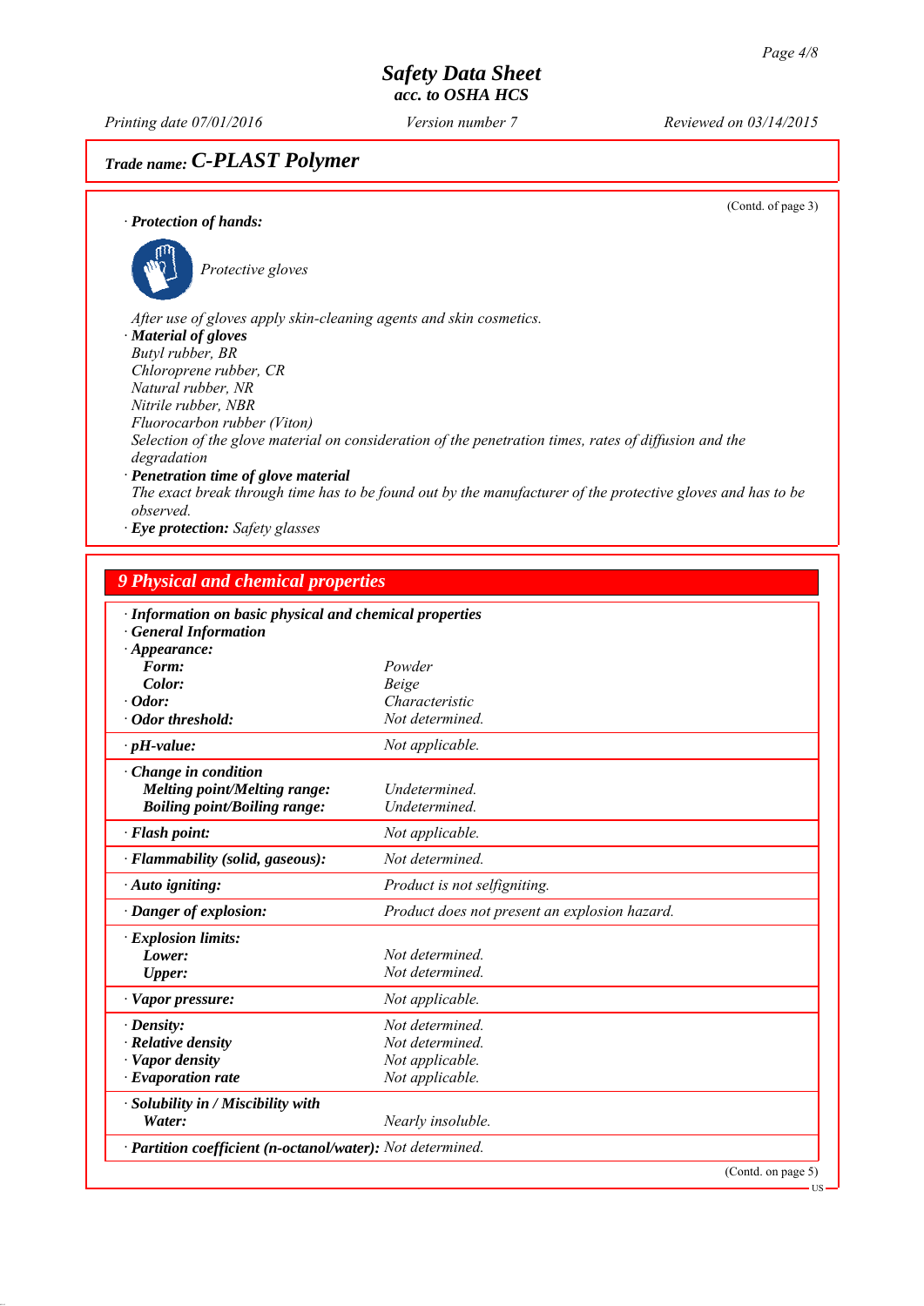*Trade name:* **C-PLAST Polymer**

(Contd. of page 3)

· **Protection of hands:**

*Protective gloves*

*After use of gloves apply skin-cleaning agents and skin cosmetics.*

· **Material of gloves**

*Butyl rubber, BR*
*Chloroprene rubber, CR*
*Natural rubber, NR*
*Nitrile rubber, NBR*
*Fluorocarbon rubber (Viton)*
*Selection of the glove material on consideration of the penetration times, rates of diffusion and the degradation*

· **Penetration time of glove material**

*The exact break through time has to be found out by the manufacturer of the protective gloves and has to be observed.*

· **Eye protection:** *Safety glasses*

## 9 Physical and chemical properties

· **Information on basic physical and chemical properties**
· **General Information**
· **Appearance:**

| | |
|---|---|
| **Form:** | Powder |
| **Color:** | Beige |
| · **Odor:** | Characteristic |
| · **Odor threshold:** | Not determined. |
| · **pH-value:** | Not applicable. |
| · **Change in condition** | |
| **Melting point/Melting range:** | Undetermined. |
| **Boiling point/Boiling range:** | Undetermined. |
| · **Flash point:** | Not applicable. |
| · **Flammability (solid, gaseous):** | Not determined. |
| · **Auto igniting:** | Product is not selfigniting. |
| · **Danger of explosion:** | Product does not present an explosion hazard. |
| · **Explosion limits:** | |
| **Lower:** | Not determined. |
| **Upper:** | Not determined. |
| · **Vapor pressure:** | Not applicable. |
| · **Density:** | Not determined. |
| · **Relative density** | Not determined. |
| · **Vapor density** | Not applicable. |
| · **Evaporation rate** | Not applicable. |
| · **Solubility in / Miscibility with** | |
| **Water:** | Nearly insoluble. |
| · **Partition coefficient (n-octanol/water):** | Not determined. |

(Contd. on page 5)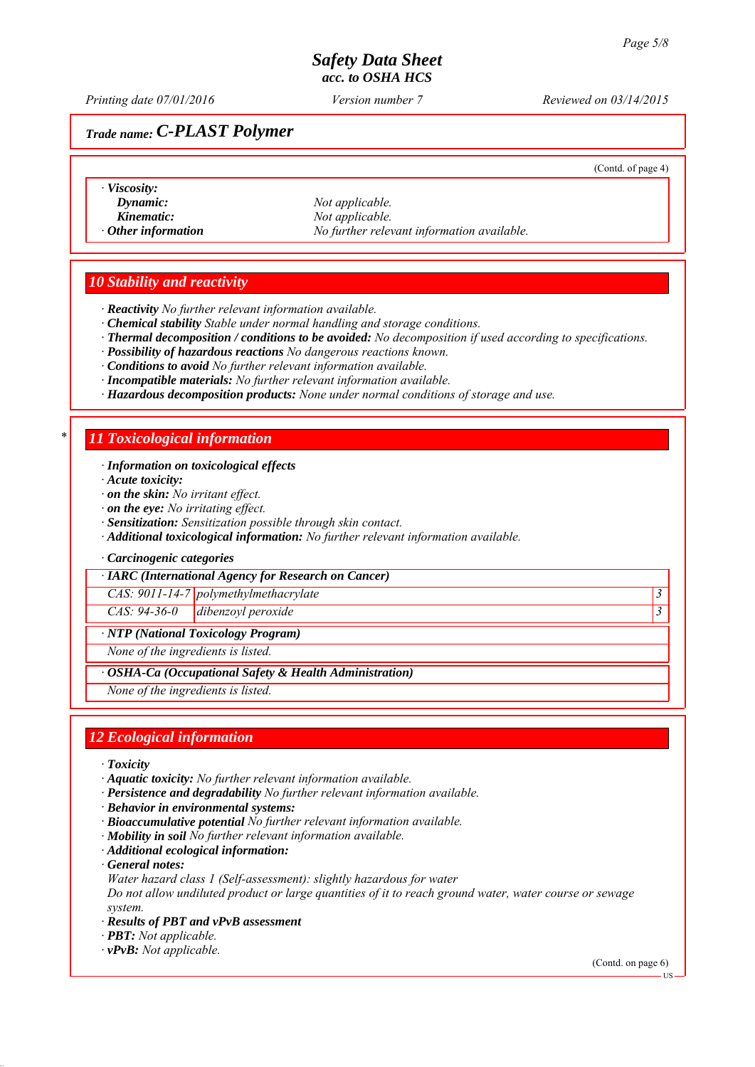# Safety Data Sheet
## acc. to OSHA HCS

Printing date 07/01/2016 | Version number 7 | Reviewed on 03/14/2015

**Trade name: C-PLAST Polymer**

(Contd. of page 4)

· **Viscosity:**
  - **Dynamic:** Not applicable.
  - **Kinematic:** Not applicable.
· **Other information** No further relevant information available.

## 10 Stability and reactivity

· **Reactivity** No further relevant information available.
· **Chemical stability** Stable under normal handling and storage conditions.
· **Thermal decomposition / conditions to be avoided:** No decomposition if used according to specifications.
· **Possibility of hazardous reactions** No dangerous reactions known.
· **Conditions to avoid** No further relevant information available.
· **Incompatible materials:** No further relevant information available.
· **Hazardous decomposition products:** None under normal conditions of storage and use.

## * 11 Toxicological information

· **Information on toxicological effects**
· **Acute toxicity:**
· **on the skin:** No irritant effect.
· **on the eye:** No irritating effect.
· **Sensitization:** Sensitization possible through skin contact.
· **Additional toxicological information:** No further relevant information available.

· **Carcinogenic categories**

| · IARC (International Agency for Research on Cancer) | | |
|---|---|---|
| CAS: 9011-14-7 | polymethylmethacrylate | 3 |
| CAS: 94-36-0 | dibenzoyl peroxide | 3 |

· **NTP (National Toxicology Program)**

None of the ingredients is listed.

· **OSHA-Ca (Occupational Safety & Health Administration)**

None of the ingredients is listed.

## 12 Ecological information

· **Toxicity**
· **Aquatic toxicity:** No further relevant information available.
· **Persistence and degradability** No further relevant information available.
· **Behavior in environmental systems:**
· **Bioaccumulative potential** No further relevant information available.
· **Mobility in soil** No further relevant information available.
· **Additional ecological information:**
· **General notes:**
Water hazard class 1 (Self-assessment): slightly hazardous for water
Do not allow undiluted product or large quantities of it to reach ground water, water course or sewage system.
· **Results of PBT and vPvB assessment**
· **PBT:** Not applicable.
· **vPvB:** Not applicable.

(Contd. on page 6)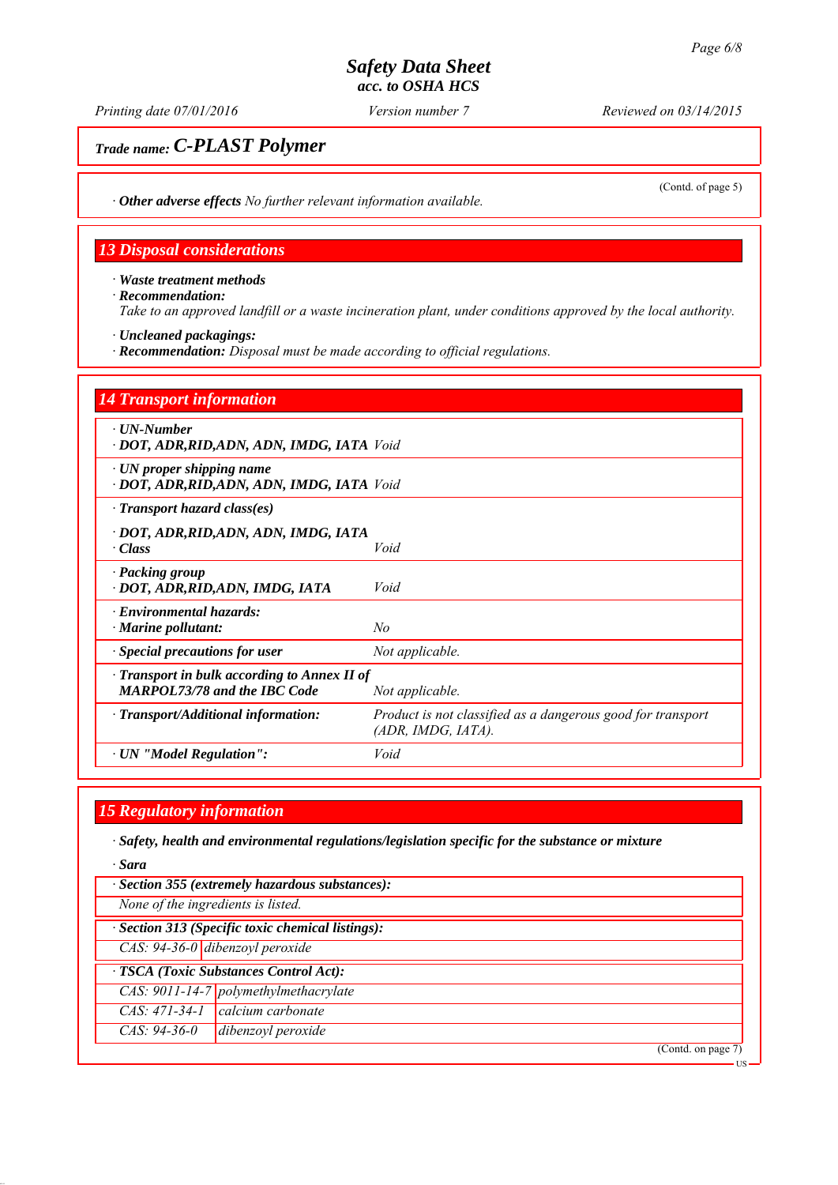**Safety Data Sheet**
**acc. to OSHA HCS**

Printing date 07/01/2016 | Version number 7 | Reviewed on 03/14/2015

**Trade name: C-PLAST Polymer**

(Contd. of page 5)

· **Other adverse effects** No further relevant information available.

## 13 Disposal considerations

· **Waste treatment methods**
· **Recommendation:**
Take to an approved landfill or a waste incineration plant, under conditions approved by the local authority.

· **Uncleaned packagings:**
· **Recommendation:** Disposal must be made according to official regulations.

## 14 Transport information

| | |
|---|---|
| · **UN-Number**<br>· **DOT, ADR,RID,ADN, ADN, IMDG, IATA** | Void |
| · **UN proper shipping name**<br>· **DOT, ADR,RID,ADN, ADN, IMDG, IATA** | Void |
| · **Transport hazard class(es)** | |
| · **DOT, ADR,RID,ADN, ADN, IMDG, IATA**<br>· **Class** | Void |
| · **Packing group**<br>· **DOT, ADR,RID,ADN, IMDG, IATA** | Void |
| · **Environmental hazards:**<br>· **Marine pollutant:** | No |
| · **Special precautions for user** | Not applicable. |
| · **Transport in bulk according to Annex II of MARPOL73/78 and the IBC Code** | Not applicable. |
| · **Transport/Additional information:** | Product is not classified as a dangerous good for transport (ADR, IMDG, IATA). |
| · **UN "Model Regulation":** | Void |

## 15 Regulatory information

· **Safety, health and environmental regulations/legislation specific for the substance or mixture**

· **Sara**

| · **Section 355 (extremely hazardous substances):** | |
|---|---|
| None of the ingredients is listed. | |
| · **Section 313 (Specific toxic chemical listings):** | |
| CAS: 94-36-0 | dibenzoyl peroxide |
| · **TSCA (Toxic Substances Control Act):** | |
| CAS: 9011-14-7 | polymethylmethacrylate |
| CAS: 471-34-1 | calcium carbonate |
| CAS: 94-36-0 | dibenzoyl peroxide |

(Contd. on page 7)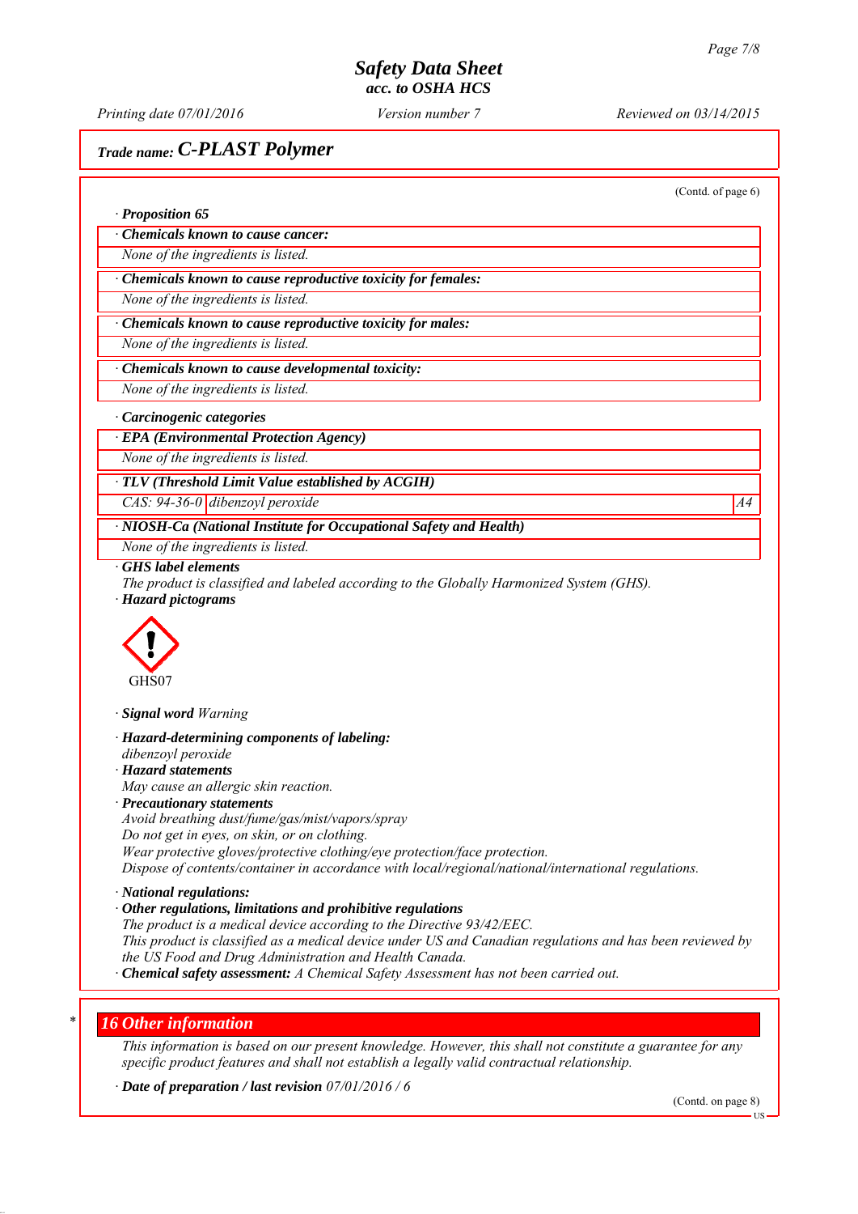# Safety Data Sheet
## acc. to OSHA HCS

Printing date 07/01/2016 | Version number 7 | Reviewed on 03/14/2015

## Trade name: *C-PLAST Polymer*

(Contd. of page 6)

· **Proposition 65**

· **Chemicals known to cause cancer:**

None of the ingredients is listed.

· **Chemicals known to cause reproductive toxicity for females:**

None of the ingredients is listed.

· **Chemicals known to cause reproductive toxicity for males:**

None of the ingredients is listed.

· **Chemicals known to cause developmental toxicity:**

None of the ingredients is listed.

· **Carcinogenic categories**

· **EPA (Environmental Protection Agency)**

None of the ingredients is listed.

· **TLV (Threshold Limit Value established by ACGIH)**

| CAS: 94-36-0 | dibenzoyl peroxide | A4 |
|---|---|---|

· **NIOSH-Ca (National Institute for Occupational Safety and Health)**

None of the ingredients is listed.

· **GHS label elements**

The product is classified and labeled according to the Globally Harmonized System (GHS).

· **Hazard pictograms**

GHS07

· **Signal word** Warning

· **Hazard-determining components of labeling:**

dibenzoyl peroxide

· **Hazard statements**

May cause an allergic skin reaction.

· **Precautionary statements**

Avoid breathing dust/fume/gas/mist/vapors/spray

Do not get in eyes, on skin, or on clothing.

Wear protective gloves/protective clothing/eye protection/face protection.

Dispose of contents/container in accordance with local/regional/national/international regulations.

· **National regulations:**

· **Other regulations, limitations and prohibitive regulations**

The product is a medical device according to the Directive 93/42/EEC.

This product is classified as a medical device under US and Canadian regulations and has been reviewed by the US Food and Drug Administration and Health Canada.

· **Chemical safety assessment:** A Chemical Safety Assessment has not been carried out.

## * 16 Other information

This information is based on our present knowledge. However, this shall not constitute a guarantee for any specific product features and shall not establish a legally valid contractual relationship.

· **Date of preparation / last revision** 07/01/2016 / 6

(Contd. on page 8)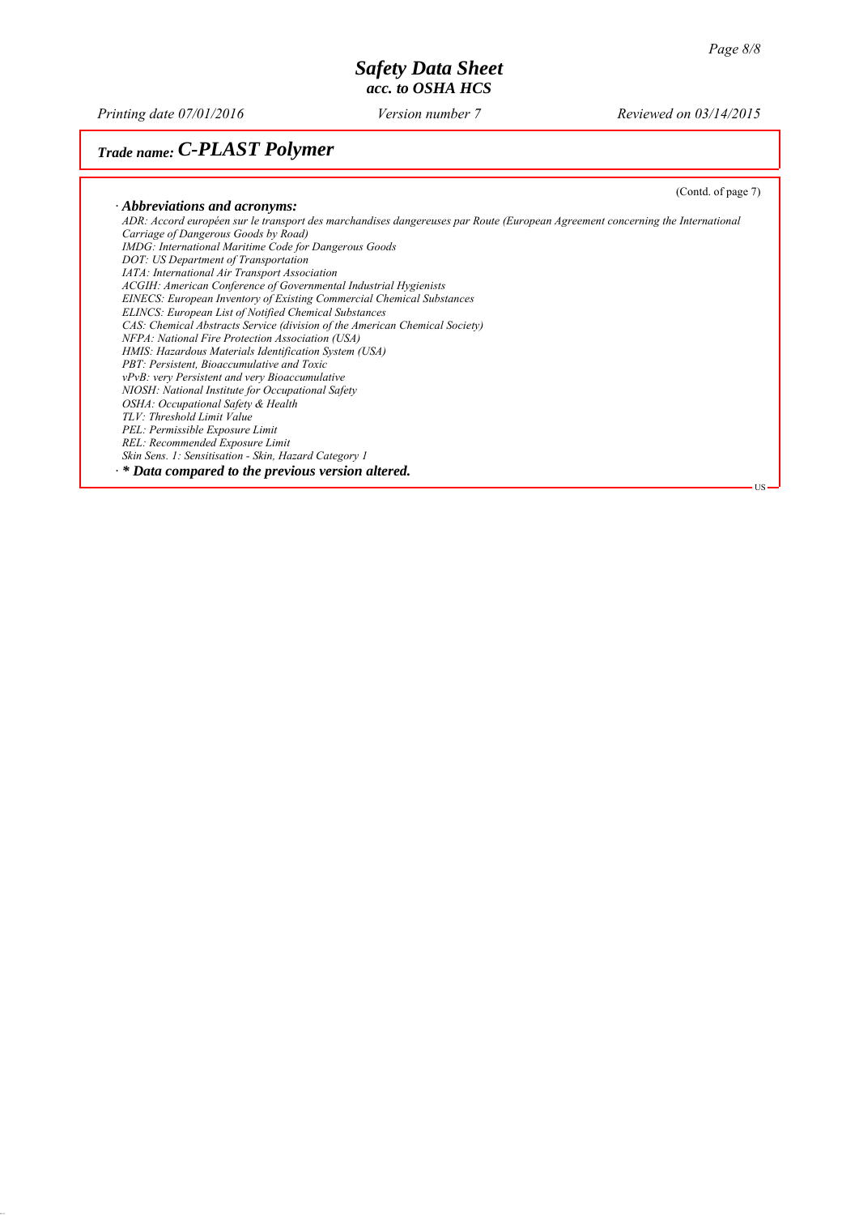## Trade name: C-PLAST Polymer

(Contd. of page 7)

· **Abbreviations and acronyms:**

ADR: Accord européen sur le transport des marchandises dangereuses par Route (European Agreement concerning the International Carriage of Dangerous Goods by Road)
IMDG: International Maritime Code for Dangerous Goods
DOT: US Department of Transportation
IATA: International Air Transport Association
ACGIH: American Conference of Governmental Industrial Hygienists
EINECS: European Inventory of Existing Commercial Chemical Substances
ELINCS: European List of Notified Chemical Substances
CAS: Chemical Abstracts Service (division of the American Chemical Society)
NFPA: National Fire Protection Association (USA)
HMIS: Hazardous Materials Identification System (USA)
PBT: Persistent, Bioaccumulative and Toxic
vPvB: very Persistent and very Bioaccumulative
NIOSH: National Institute for Occupational Safety
OSHA: Occupational Safety & Health
TLV: Threshold Limit Value
PEL: Permissible Exposure Limit
REL: Recommended Exposure Limit
Skin Sens. 1: Sensitisation - Skin, Hazard Category 1

· **\* Data compared to the previous version altered.**

US